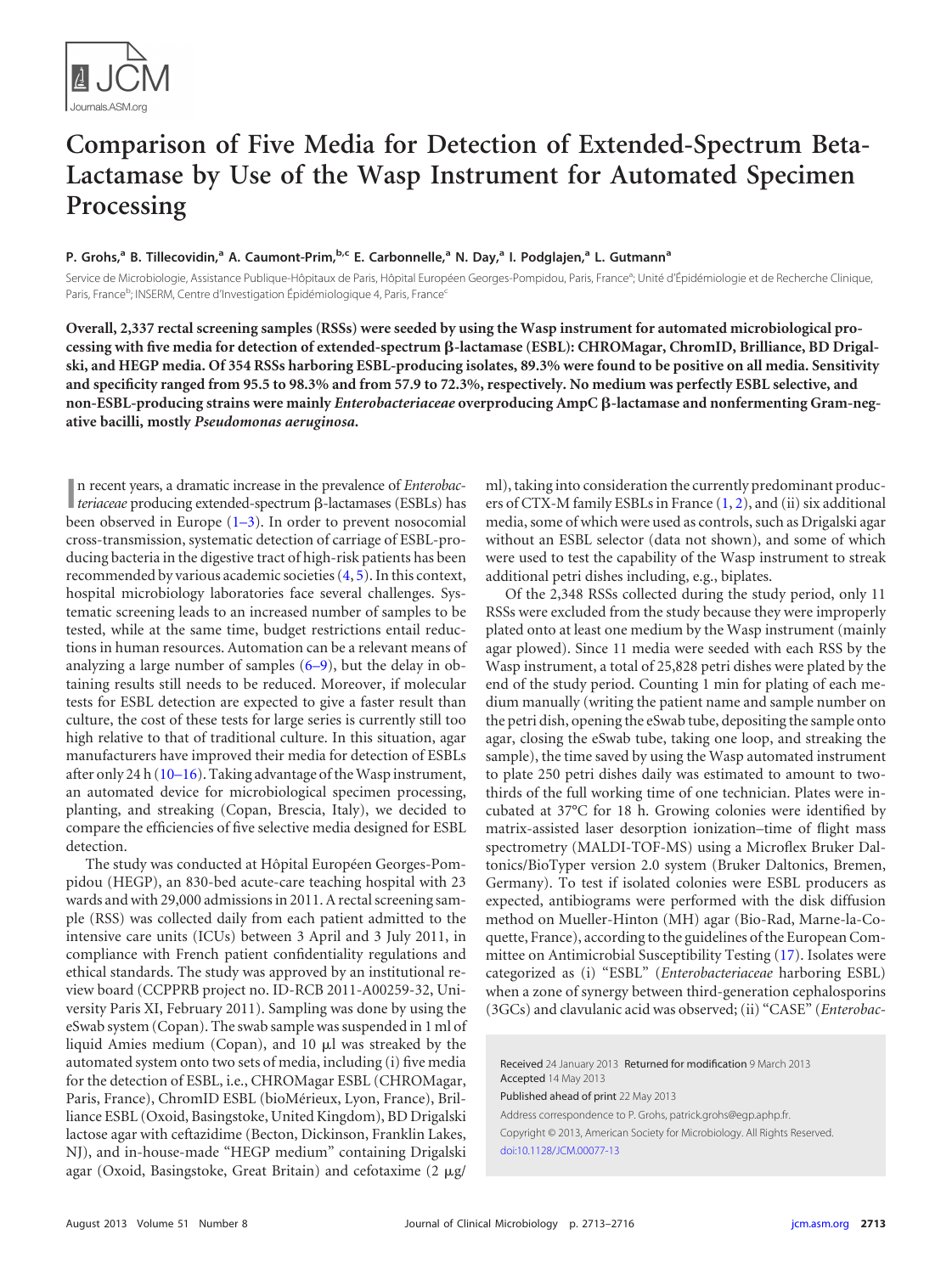# Comparison of Five Media for Detection of Extended-Spectrum Beta-Lactamase by Use of the Wasp Instrument for Automated Specimen Processing

**P. Grohs,[a] B. Tillecovidin,[a] A. Caumont-Prim,[b,c] E. Carbonnelle,[a] N. Day,[a] I. Podglajen,[a] L. Gutmann[a]**

Service de Microbiologie, Assistance Publique-Hôpitaux de Paris, Hôpital Européen Georges-Pompidou, Paris, France[a]; Unité d'Épidémiologie et de Recherche Clinique, Paris, France[b]; INSERM, Centre d'Investigation Épidémiologique 4, Paris, France[c]

**Overall, 2,337 rectal screening samples (RSSs) were seeded by using the Wasp instrument for automated microbiological processing with five media for detection of extended-spectrum β-lactamase (ESBL): CHROMagar, ChromID, Brilliance, BD Drigalski, and HEGP media. Of 354 RSSs harboring ESBL-producing isolates, 89.3% were found to be positive on all media. Sensitivity and specificity ranged from 95.5 to 98.3% and from 57.9 to 72.3%, respectively. No medium was perfectly ESBL selective, and non-ESBL-producing strains were mainly *Enterobacteriaceae* overproducing AmpC β-lactamase and nonfermenting Gram-negative bacilli, mostly *Pseudomonas aeruginosa*.**

In recent years, a dramatic increase in the prevalence of *Enterobacteriaceae* producing extended-spectrum β-lactamases (ESBLs) has been observed in Europe (1–3). In order to prevent nosocomial cross-transmission, systematic detection of carriage of ESBL-producing bacteria in the digestive tract of high-risk patients has been recommended by various academic societies (4, 5). In this context, hospital microbiology laboratories face several challenges. Systematic screening leads to an increased number of samples to be tested, while at the same time, budget restrictions entail reductions in human resources. Automation can be a relevant means of analyzing a large number of samples (6–9), but the delay in obtaining results still needs to be reduced. Moreover, if molecular tests for ESBL detection are expected to give a faster result than culture, the cost of these tests for large series is currently still too high relative to that of traditional culture. In this situation, agar manufacturers have improved their media for detection of ESBLs after only 24 h (10–16). Taking advantage of the Wasp instrument, an automated device for microbiological specimen processing, planting, and streaking (Copan, Brescia, Italy), we decided to compare the efficiencies of five selective media designed for ESBL detection.

The study was conducted at Hôpital Européen Georges-Pompidou (HEGP), an 830-bed acute-care teaching hospital with 23 wards and with 29,000 admissions in 2011. A rectal screening sample (RSS) was collected daily from each patient admitted to the intensive care units (ICUs) between 3 April and 3 July 2011, in compliance with French patient confidentiality regulations and ethical standards. The study was approved by an institutional review board (CCPPRB project no. ID-RCB 2011-A00259-32, University Paris XI, February 2011). Sampling was done by using the eSwab system (Copan). The swab sample was suspended in 1 ml of liquid Amies medium (Copan), and 10 μl was streaked by the automated system onto two sets of media, including (i) five media for the detection of ESBL, i.e., CHROMagar ESBL (CHROMagar, Paris, France), ChromID ESBL (bioMérieux, Lyon, France), Brilliance ESBL (Oxoid, Basingstoke, United Kingdom), BD Drigalski lactose agar with ceftazidime (Becton, Dickinson, Franklin Lakes, NJ), and in-house-made "HEGP medium" containing Drigalski agar (Oxoid, Basingstoke, Great Britain) and cefotaxime (2 μg/ml), taking into consideration the currently predominant producers of CTX-M family ESBLs in France (1, 2), and (ii) six additional media, some of which were used as controls, such as Drigalski agar without an ESBL selector (data not shown), and some of which were used to test the capability of the Wasp instrument to streak additional petri dishes including, e.g., biplates.

Of the 2,348 RSSs collected during the study period, only 11 RSSs were excluded from the study because they were improperly plated onto at least one medium by the Wasp instrument (mainly agar plowed). Since 11 media were seeded with each RSS by the Wasp instrument, a total of 25,828 petri dishes were plated by the end of the study period. Counting 1 min for plating of each medium manually (writing the patient name and sample number on the petri dish, opening the eSwab tube, depositing the sample onto agar, closing the eSwab tube, taking one loop, and streaking the sample), the time saved by using the Wasp automated instrument to plate 250 petri dishes daily was estimated to amount to two-thirds of the full working time of one technician. Plates were incubated at 37°C for 18 h. Growing colonies were identified by matrix-assisted laser desorption ionization–time of flight mass spectrometry (MALDI-TOF-MS) using a Microflex Bruker Daltonics/BioTyper version 2.0 system (Bruker Daltonics, Bremen, Germany). To test if isolated colonies were ESBL producers as expected, antibiograms were performed with the disk diffusion method on Mueller-Hinton (MH) agar (Bio-Rad, Marne-la-Coquette, France), according to the guidelines of the European Committee on Antimicrobial Susceptibility Testing (17). Isolates were categorized as (i) "ESBL" (*Enterobacteriaceae* harboring ESBL) when a zone of synergy between third-generation cephalosporins (3GCs) and clavulanic acid was observed; (ii) "CASE" (*Enterobac-*

Received 24 January 2013 Returned for modification 9 March 2013 Accepted 14 May 2013

Published ahead of print 22 May 2013

Address correspondence to P. Grohs, patrick.grohs@egp.aphp.fr.

Copyright © 2013, American Society for Microbiology. All Rights Reserved.

doi:10.1128/JCM.00077-13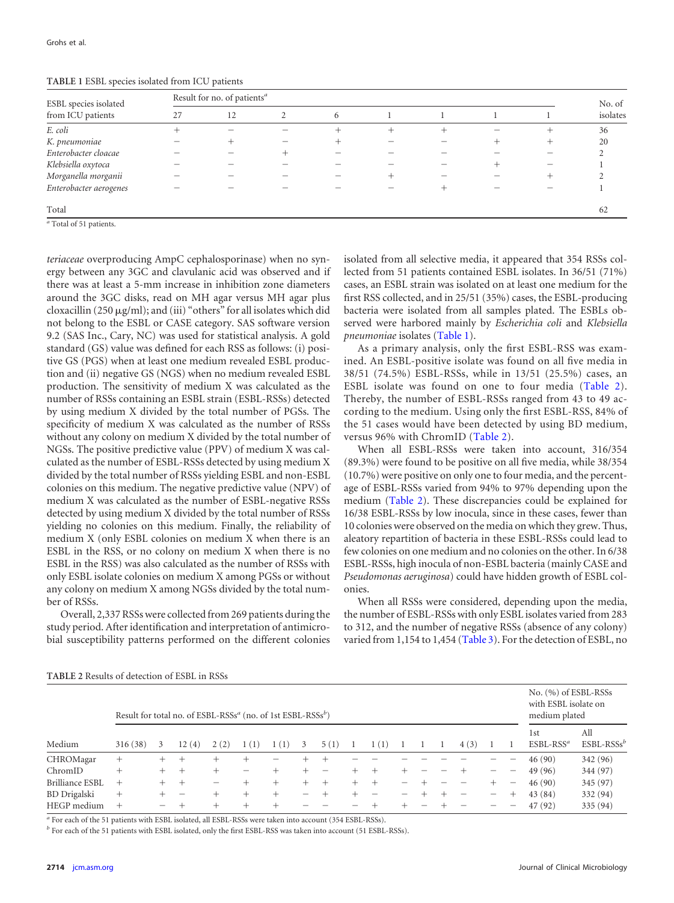**TABLE 1** ESBL species isolated from ICU patients

| ESBL species isolated from ICU patients | Result for no. of patients[a] | | | | | | | | No. of isolates |
|---|---|---|---|---|---|---|---|---|---|
| | 27 | 12 | 2 | 6 | 1 | 1 | 1 | 1 | |
| *E. coli* | + | − | − | + | + | + | − | + | 36 |
| *K. pneumoniae* | − | + | − | + | − | − | + | + | 20 |
| *Enterobacter cloacae* | − | − | + | − | − | − | − | − | 2 |
| *Klebsiella oxytoca* | − | − | − | − | − | − | + | − | 1 |
| *Morganella morganii* | − | − | − | − | + | − | − | + | 2 |
| *Enterobacter aerogenes* | − | − | − | − | − | + | − | − | 1 |
| Total | | | | | | | | | 62 |

[a] Total of 51 patients.

*teriaceae* overproducing AmpC cephalosporinase) when no synergy between any 3GC and clavulanic acid was observed and if there was at least a 5-mm increase in inhibition zone diameters around the 3GC disks, read on MH agar versus MH agar plus cloxacillin (250 μg/ml); and (iii) "others" for all isolates which did not belong to the ESBL or CASE category. SAS software version 9.2 (SAS Inc., Cary, NC) was used for statistical analysis. A gold standard (GS) value was defined for each RSS as follows: (i) positive GS (PGS) when at least one medium revealed ESBL production and (ii) negative GS (NGS) when no medium revealed ESBL production. The sensitivity of medium X was calculated as the number of RSSs containing an ESBL strain (ESBL-RSSs) detected by using medium X divided by the total number of PGSs. The specificity of medium X was calculated as the number of RSSs without any colony on medium X divided by the total number of NGSs. The positive predictive value (PPV) of medium X was calculated as the number of ESBL-RSSs detected by using medium X divided by the total number of RSSs yielding ESBL and non-ESBL colonies on this medium. The negative predictive value (NPV) of medium X was calculated as the number of ESBL-negative RSSs detected by using medium X divided by the total number of RSSs yielding no colonies on this medium. Finally, the reliability of medium X (only ESBL colonies on medium X when there is an ESBL in the RSS, or no colony on medium X when there is no ESBL in the RSS) was also calculated as the number of RSSs with only ESBL isolate colonies on medium X among PGSs or without any colony on medium X among NGSs divided by the total number of RSSs.

Overall, 2,337 RSSs were collected from 269 patients during the study period. After identification and interpretation of antimicrobial susceptibility patterns performed on the different colonies isolated from all selective media, it appeared that 354 RSSs collected from 51 patients contained ESBL isolates. In 36/51 (71%) cases, an ESBL strain was isolated on at least one medium for the first RSS collected, and in 25/51 (35%) cases, the ESBL-producing bacteria were isolated from all samples plated. The ESBLs observed were harbored mainly by *Escherichia coli* and *Klebsiella pneumoniae* isolates (Table 1).

As a primary analysis, only the first ESBL-RSS was examined. An ESBL-positive isolate was found on all five media in 38/51 (74.5%) ESBL-RSSs, while in 13/51 (25.5%) cases, an ESBL isolate was found on one to four media (Table 2). Thereby, the number of ESBL-RSSs ranged from 43 to 49 according to the medium. Using only the first ESBL-RSS, 84% of the 51 cases would have been detected by using BD medium, versus 96% with ChromID (Table 2).

When all ESBL-RSSs were taken into account, 316/354 (89.3%) were found to be positive on all five media, while 38/354 (10.7%) were positive on only one to four media, and the percentage of ESBL-RSSs varied from 94% to 97% depending upon the medium (Table 2). These discrepancies could be explained for 16/38 ESBL-RSSs by low inocula, since in these cases, fewer than 10 colonies were observed on the media on which they grew. Thus, aleatory repartition of bacteria in these ESBL-RSSs could lead to few colonies on one medium and no colonies on the other. In 6/38 ESBL-RSSs, high inocula of non-ESBL bacteria (mainly CASE and *Pseudomonas aeruginosa*) could have hidden growth of ESBL colonies.

When all RSSs were considered, depending upon the media, the number of ESBL-RSSs with only ESBL isolates varied from 283 to 312, and the number of negative RSSs (absence of any colony) varied from 1,154 to 1,454 (Table 3). For the detection of ESBL, no

**TABLE 2** Results of detection of ESBL in RSSs

| Medium | Result for total no. of ESBL-RSSs[a] (no. of 1st ESBL-RSSs[b]) | | | | | | | | | | | | | | | | No. (%) of ESBL-RSSs with ESBL isolate on medium plated | |
|---|---|---|---|---|---|---|---|---|---|---|---|---|---|---|---|---|---|---|
| | 316 (38) | 3 | 12 (4) | 2 (2) | 1 (1) | 1 (1) | 3 | 5 (1) | 1 | 1 (1) | 1 | 1 | 1 | 4 (3) | 1 | 1 | 1st ESBL-RSS[a] | All ESBL-RSSs[b] |
| CHROMagar | + | + | + | + | + | − | + | + | − | − | − | − | − | − | − | − | 46 (90) | 342 (96) |
| ChromID | + | + | + | + | − | + | + | − | + | + | + | − | − | + | − | − | 49 (96) | 344 (97) |
| Brilliance ESBL | + | + | + | − | + | + | + | + | + | + | − | + | − | − | + | − | 46 (90) | 345 (97) |
| BD Drigalski | + | + | − | + | + | + | − | + | + | − | − | + | + | − | − | + | 43 (84) | 332 (94) |
| HEGP medium | + | − | + | + | + | + | − | − | − | + | + | − | + | − | − | − | 47 (92) | 335 (94) |

[a] For each of the 51 patients with ESBL isolated, all ESBL-RSSs were taken into account (354 ESBL-RSSs).

[b] For each of the 51 patients with ESBL isolated, only the first ESBL-RSS was taken into account (51 ESBL-RSSs).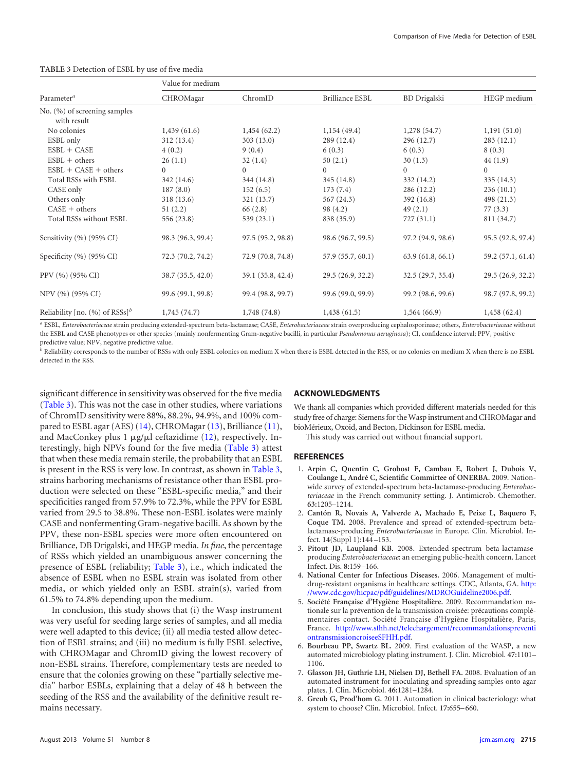**TABLE 3** Detection of ESBL by use of five media

| Parameter[a] | Value for medium | | | | |
|---|---|---|---|---|---|
| | CHROMagar | ChromID | Brilliance ESBL | BD Drigalski | HEGP medium |
| No. (%) of screening samples with result | | | | | |
| No colonies | 1,439 (61.6) | 1,454 (62.2) | 1,154 (49.4) | 1,278 (54.7) | 1,191 (51.0) |
| ESBL only | 312 (13.4) | 303 (13.0) | 289 (12.4) | 296 (12.7) | 283 (12.1) |
| ESBL + CASE | 4 (0.2) | 9 (0.4) | 6 (0.3) | 6 (0.3) | 8 (0.3) |
| ESBL + others | 26 (1.1) | 32 (1.4) | 50 (2.1) | 30 (1.3) | 44 (1.9) |
| ESBL + CASE + others | 0 | 0 | 0 | 0 | 0 |
| Total RSSs with ESBL | 342 (14.6) | 344 (14.8) | 345 (14.8) | 332 (14.2) | 335 (14.3) |
| CASE only | 187 (8.0) | 152 (6.5) | 173 (7.4) | 286 (12.2) | 236 (10.1) |
| Others only | 318 (13.6) | 321 (13.7) | 567 (24.3) | 392 (16.8) | 498 (21.3) |
| CASE + others | 51 (2.2) | 66 (2.8) | 98 (4.2) | 49 (2.1) | 77 (3.3) |
| Total RSSs without ESBL | 556 (23.8) | 539 (23.1) | 838 (35.9) | 727 (31.1) | 811 (34.7) |
| Sensitivity (%) (95% CI) | 98.3 (96.3, 99.4) | 97.5 (95.2, 98.8) | 98.6 (96.7, 99.5) | 97.2 (94.9, 98.6) | 95.5 (92.8, 97.4) |
| Specificity (%) (95% CI) | 72.3 (70.2, 74.2) | 72.9 (70.8, 74.8) | 57.9 (55.7, 60.1) | 63.9 (61.8, 66.1) | 59.2 (57.1, 61.4) |
| PPV (%) (95% CI) | 38.7 (35.5, 42.0) | 39.1 (35.8, 42.4) | 29.5 (26.9, 32.2) | 32.5 (29.7, 35.4) | 29.5 (26.9, 32.2) |
| NPV (%) (95% CI) | 99.6 (99.1, 99.8) | 99.4 (98.8, 99.7) | 99.6 (99.0, 99.9) | 99.2 (98.6, 99.6) | 98.7 (97.8, 99.2) |
| Reliability [no. (%) of RSSs][b] | 1,745 (74.7) | 1,748 (74.8) | 1,438 (61.5) | 1,564 (66.9) | 1,458 (62.4) |

[a] ESBL, *Enterobacteriaceae* strain producing extended-spectrum beta-lactamase; CASE, *Enterobacteriaceae* strain overproducing cephalosporinase; others, *Enterobacteriaceae* without the ESBL and CASE phenotypes or other species (mainly nonfermenting Gram-negative bacilli, in particular *Pseudomonas aeruginosa*); CI, confidence interval; PPV, positive predictive value; NPV, negative predictive value.

[b] Reliability corresponds to the number of RSSs with only ESBL colonies on medium X when there is ESBL detected in the RSS, or no colonies on medium X when there is no ESBL detected in the RSS.

significant difference in sensitivity was observed for the five media (Table 3). This was not the case in other studies, where variations of ChromID sensitivity were 88%, 88.2%, 94.9%, and 100% compared to ESBL agar (AES) (14), CHROMagar (13), Brilliance (11), and MacConkey plus 1 μg/μl ceftazidime (12), respectively. Interestingly, high NPVs found for the five media (Table 3) attest that when these media remain sterile, the probability that an ESBL is present in the RSS is very low. In contrast, as shown in Table 3, strains harboring mechanisms of resistance other than ESBL production were selected on these "ESBL-specific media," and their specificities ranged from 57.9% to 72.3%, while the PPV for ESBL varied from 29.5 to 38.8%. These non-ESBL isolates were mainly CASE and nonfermenting Gram-negative bacilli. As shown by the PPV, these non-ESBL species were more often encountered on Brilliance, DB Drigalski, and HEGP media. *In fine*, the percentage of RSSs which yielded an unambiguous answer concerning the presence of ESBL (reliability; Table 3), i.e., which indicated the absence of ESBL when no ESBL strain was isolated from other media, or which yielded only an ESBL strain(s), varied from 61.5% to 74.8% depending upon the medium.

In conclusion, this study shows that (i) the Wasp instrument was very useful for seeding large series of samples, and all media were well adapted to this device; (ii) all media tested allow detection of ESBL strains; and (iii) no medium is fully ESBL selective, with CHROMagar and ChromID giving the lowest recovery of non-ESBL strains. Therefore, complementary tests are needed to ensure that the colonies growing on these "partially selective media" harbor ESBLs, explaining that a delay of 48 h between the seeding of the RSS and the availability of the definitive result remains necessary.

## ACKNOWLEDGMENTS

We thank all companies which provided different materials needed for this study free of charge: Siemens for the Wasp instrument and CHROMagar and bioMérieux, Oxoid, and Becton, Dickinson for ESBL media.

This study was carried out without financial support.

## REFERENCES

1. **Arpin C, Quentin C, Grobost F, Cambau E, Robert J, Dubois V, Coulange L, André C, Scientific Committee of ONERBA.** 2009. Nationwide survey of extended-spectrum beta-lactamase-producing *Enterobacteriaceae* in the French community setting. J. Antimicrob. Chemother. **63:**1205–1214.
2. **Cantón R, Novais A, Valverde A, Machado E, Peixe L, Baquero F, Coque TM.** 2008. Prevalence and spread of extended-spectrum beta-lactamase-producing *Enterobacteriaceae* in Europe. Clin. Microbiol. Infect. **14**(Suppl 1):144–153.
3. **Pitout JD, Laupland KB.** 2008. Extended-spectrum beta-lactamase-producing *Enterobacteriaceae*: an emerging public-health concern. Lancet Infect. Dis. **8:**159–166.
4. **National Center for Infectious Diseases.** 2006. Management of multidrug-resistant organisms in healthcare settings. CDC, Atlanta, GA. http://www.cdc.gov/hicpac/pdf/guidelines/MDROGuideline2006.pdf.
5. **Société Française d'Hygiène Hospitalière.** 2009. Recommandation nationale sur la prévention de la transmission croisée: précautions complémentaires contact. Société Française d'Hygiène Hospitalière, Paris, France. http://www.sfhh.net/telechargement/recommandationspreventiontransmissioncroiseeSFHH.pdf.
6. **Bourbeau PP, Swartz BL.** 2009. First evaluation of the WASP, a new automated microbiology plating instrument. J. Clin. Microbiol. **47:**1101–1106.
7. **Glasson JH, Guthrie LH, Nielsen DJ, Bethell FA.** 2008. Evaluation of an automated instrument for inoculating and spreading samples onto agar plates. J. Clin. Microbiol. **46:**1281–1284.
8. **Greub G, Prod'hom G.** 2011. Automation in clinical bacteriology: what system to choose? Clin. Microbiol. Infect. **17:**655–660.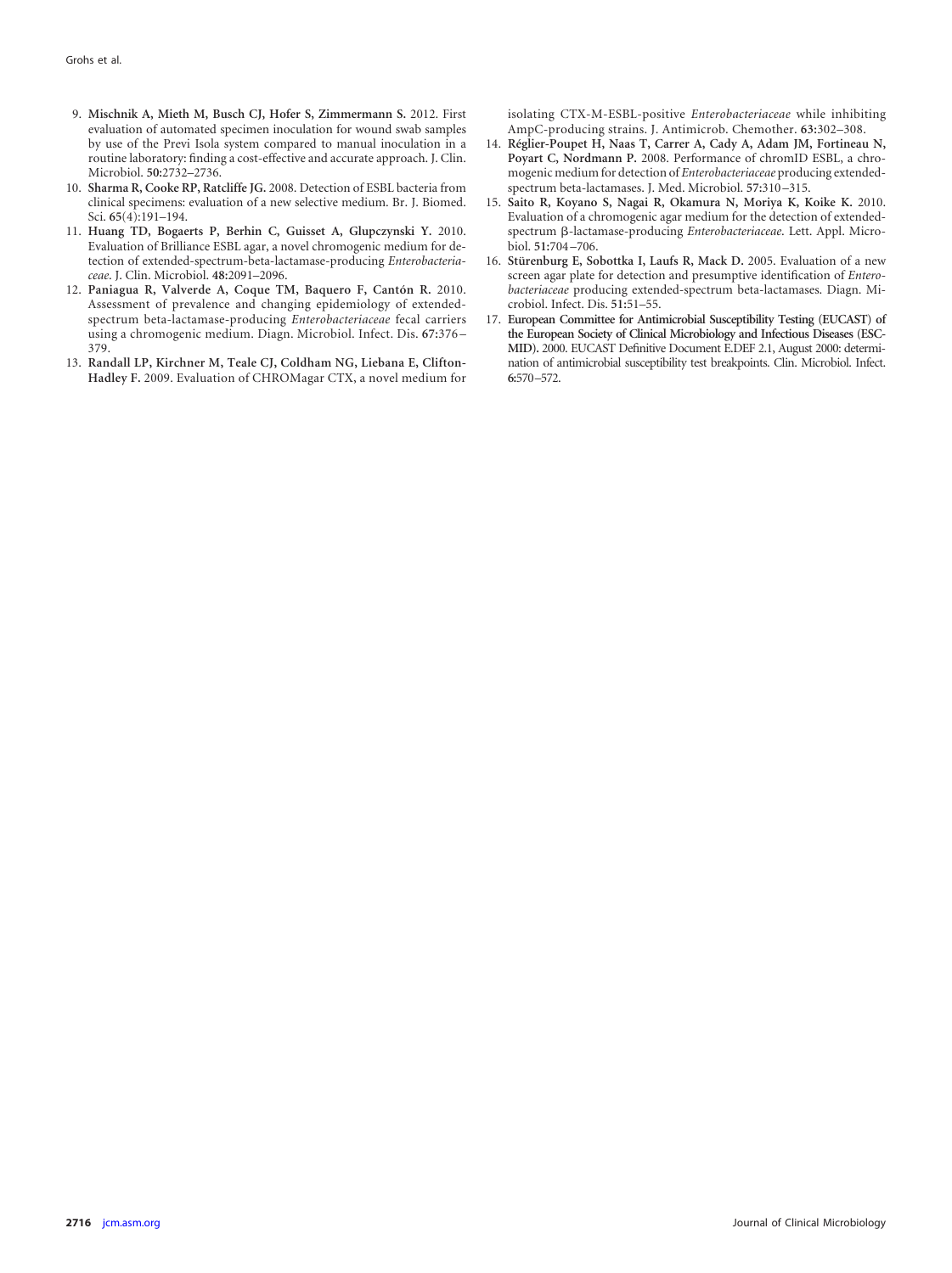9. **Mischnik A, Mieth M, Busch CJ, Hofer S, Zimmermann S.** 2012. First evaluation of automated specimen inoculation for wound swab samples by use of the Previ Isola system compared to manual inoculation in a routine laboratory: finding a cost-effective and accurate approach. J. Clin. Microbiol. **50:**2732–2736.
10. **Sharma R, Cooke RP, Ratcliffe JG.** 2008. Detection of ESBL bacteria from clinical specimens: evaluation of a new selective medium. Br. J. Biomed. Sci. **65**(4):191–194.
11. **Huang TD, Bogaerts P, Berhin C, Guisset A, Glupczynski Y.** 2010. Evaluation of Brilliance ESBL agar, a novel chromogenic medium for detection of extended-spectrum-beta-lactamase-producing *Enterobacteriaceae*. J. Clin. Microbiol. **48:**2091–2096.
12. **Paniagua R, Valverde A, Coque TM, Baquero F, Cantón R.** 2010. Assessment of prevalence and changing epidemiology of extended-spectrum beta-lactamase-producing *Enterobacteriaceae* fecal carriers using a chromogenic medium. Diagn. Microbiol. Infect. Dis. **67:**376–379.
13. **Randall LP, Kirchner M, Teale CJ, Coldham NG, Liebana E, Clifton-Hadley F.** 2009. Evaluation of CHROMagar CTX, a novel medium for isolating CTX-M-ESBL-positive *Enterobacteriaceae* while inhibiting AmpC-producing strains. J. Antimicrob. Chemother. **63:**302–308.
14. **Réglier-Poupet H, Naas T, Carrer A, Cady A, Adam JM, Fortineau N, Poyart C, Nordmann P.** 2008. Performance of chromID ESBL, a chromogenic medium for detection of *Enterobacteriaceae* producing extended-spectrum beta-lactamases. J. Med. Microbiol. **57:**310–315.
15. **Saito R, Koyano S, Nagai R, Okamura N, Moriya K, Koike K.** 2010. Evaluation of a chromogenic agar medium for the detection of extended-spectrum β-lactamase-producing *Enterobacteriaceae*. Lett. Appl. Microbiol. **51:**704–706.
16. **Stürenburg E, Sobottka I, Laufs R, Mack D.** 2005. Evaluation of a new screen agar plate for detection and presumptive identification of *Enterobacteriaceae* producing extended-spectrum beta-lactamases. Diagn. Microbiol. Infect. Dis. **51:**51–55.
17. **European Committee for Antimicrobial Susceptibility Testing (EUCAST) of the European Society of Clinical Microbiology and Infectious Diseases (ESCMID).** 2000. EUCAST Definitive Document E.DEF 2.1, August 2000: determination of antimicrobial susceptibility test breakpoints. Clin. Microbiol. Infect. **6:**570–572.